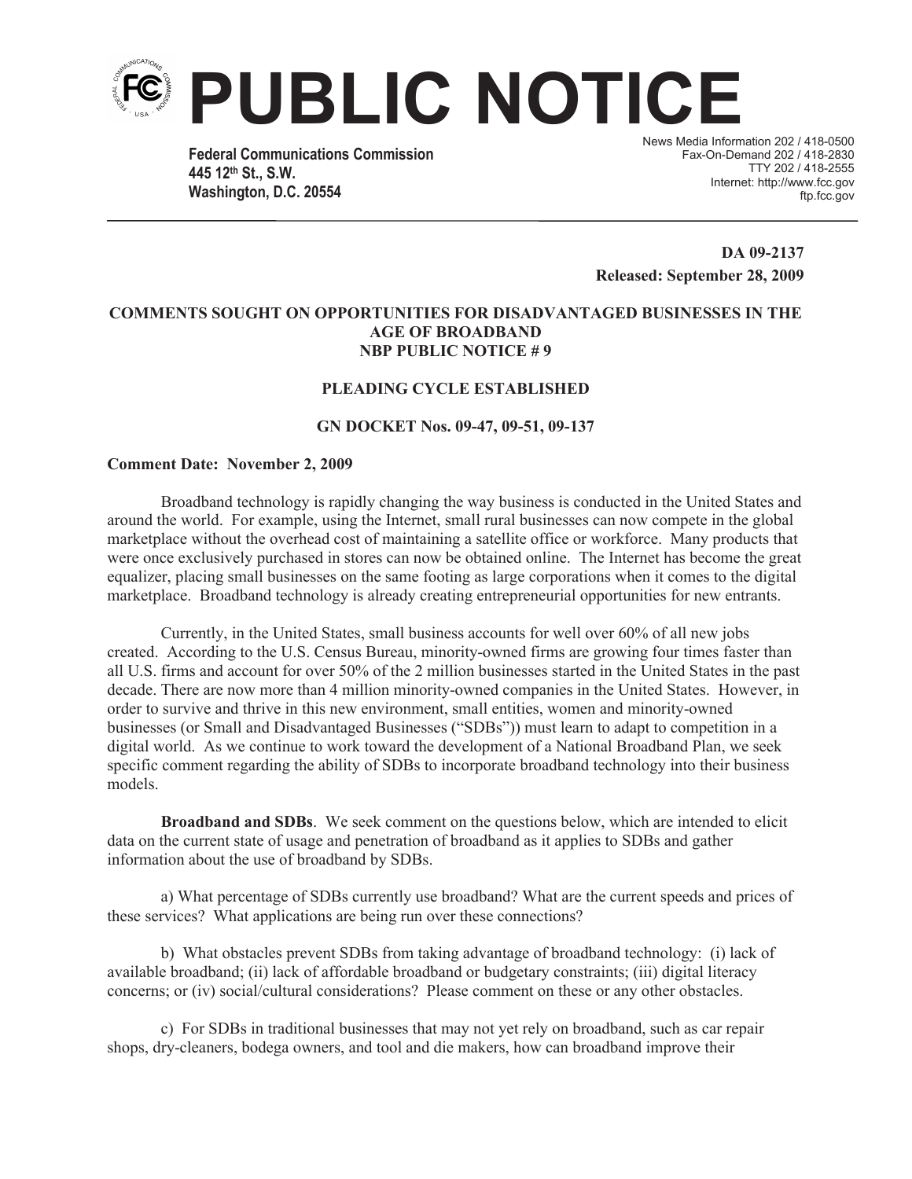# PUBLIC NOTICE

**Federal Communications Commission**
**445 12th St., S.W.**
**Washington, D.C. 20554**

News Media Information 202 / 418-0500
Fax-On-Demand 202 / 418-2830
TTY 202 / 418-2555
Internet: http://www.fcc.gov
ftp.fcc.gov

**DA 09-2137**
**Released: September 28, 2009**

**COMMENTS SOUGHT ON OPPORTUNITIES FOR DISADVANTAGED BUSINESSES IN THE AGE OF BROADBAND**
**NBP PUBLIC NOTICE # 9**

**PLEADING CYCLE ESTABLISHED**

**GN DOCKET Nos. 09-47, 09-51, 09-137**

**Comment Date: November 2, 2009**

Broadband technology is rapidly changing the way business is conducted in the United States and around the world. For example, using the Internet, small rural businesses can now compete in the global marketplace without the overhead cost of maintaining a satellite office or workforce. Many products that were once exclusively purchased in stores can now be obtained online. The Internet has become the great equalizer, placing small businesses on the same footing as large corporations when it comes to the digital marketplace. Broadband technology is already creating entrepreneurial opportunities for new entrants.

Currently, in the United States, small business accounts for well over 60% of all new jobs created. According to the U.S. Census Bureau, minority-owned firms are growing four times faster than all U.S. firms and account for over 50% of the 2 million businesses started in the United States in the past decade. There are now more than 4 million minority-owned companies in the United States. However, in order to survive and thrive in this new environment, small entities, women and minority-owned businesses (or Small and Disadvantaged Businesses ("SDBs")) must learn to adapt to competition in a digital world. As we continue to work toward the development of a National Broadband Plan, we seek specific comment regarding the ability of SDBs to incorporate broadband technology into their business models.

**Broadband and SDBs**. We seek comment on the questions below, which are intended to elicit data on the current state of usage and penetration of broadband as it applies to SDBs and gather information about the use of broadband by SDBs.

a) What percentage of SDBs currently use broadband? What are the current speeds and prices of these services? What applications are being run over these connections?

b) What obstacles prevent SDBs from taking advantage of broadband technology: (i) lack of available broadband; (ii) lack of affordable broadband or budgetary constraints; (iii) digital literacy concerns; or (iv) social/cultural considerations? Please comment on these or any other obstacles.

c) For SDBs in traditional businesses that may not yet rely on broadband, such as car repair shops, dry-cleaners, bodega owners, and tool and die makers, how can broadband improve their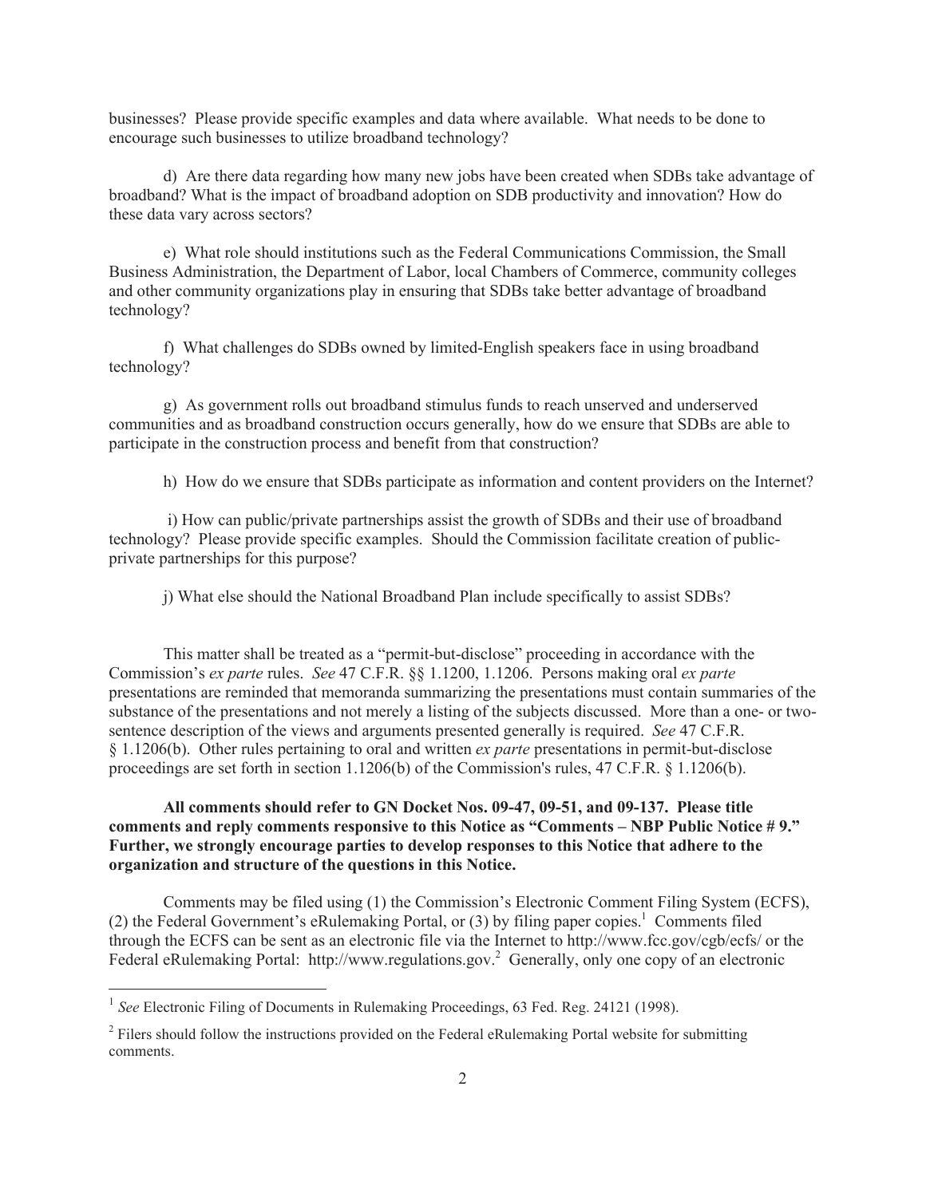businesses? Please provide specific examples and data where available. What needs to be done to encourage such businesses to utilize broadband technology?

d) Are there data regarding how many new jobs have been created when SDBs take advantage of broadband? What is the impact of broadband adoption on SDB productivity and innovation? How do these data vary across sectors?

e) What role should institutions such as the Federal Communications Commission, the Small Business Administration, the Department of Labor, local Chambers of Commerce, community colleges and other community organizations play in ensuring that SDBs take better advantage of broadband technology?

f) What challenges do SDBs owned by limited-English speakers face in using broadband technology?

g) As government rolls out broadband stimulus funds to reach unserved and underserved communities and as broadband construction occurs generally, how do we ensure that SDBs are able to participate in the construction process and benefit from that construction?

h) How do we ensure that SDBs participate as information and content providers on the Internet?

i) How can public/private partnerships assist the growth of SDBs and their use of broadband technology? Please provide specific examples. Should the Commission facilitate creation of public-private partnerships for this purpose?

j) What else should the National Broadband Plan include specifically to assist SDBs?

This matter shall be treated as a "permit-but-disclose" proceeding in accordance with the Commission's *ex parte* rules. *See* 47 C.F.R. §§ 1.1200, 1.1206. Persons making oral *ex parte* presentations are reminded that memoranda summarizing the presentations must contain summaries of the substance of the presentations and not merely a listing of the subjects discussed. More than a one- or two-sentence description of the views and arguments presented generally is required. *See* 47 C.F.R. § 1.1206(b). Other rules pertaining to oral and written *ex parte* presentations in permit-but-disclose proceedings are set forth in section 1.1206(b) of the Commission's rules, 47 C.F.R. § 1.1206(b).

**All comments should refer to GN Docket Nos. 09-47, 09-51, and 09-137. Please title comments and reply comments responsive to this Notice as "Comments – NBP Public Notice # 9." Further, we strongly encourage parties to develop responses to this Notice that adhere to the organization and structure of the questions in this Notice.**

Comments may be filed using (1) the Commission's Electronic Comment Filing System (ECFS), (2) the Federal Government's eRulemaking Portal, or (3) by filing paper copies.[1] Comments filed through the ECFS can be sent as an electronic file via the Internet to http://www.fcc.gov/cgb/ecfs/ or the Federal eRulemaking Portal: http://www.regulations.gov.[2] Generally, only one copy of an electronic

---

[1] *See* Electronic Filing of Documents in Rulemaking Proceedings, 63 Fed. Reg. 24121 (1998).

[2] Filers should follow the instructions provided on the Federal eRulemaking Portal website for submitting comments.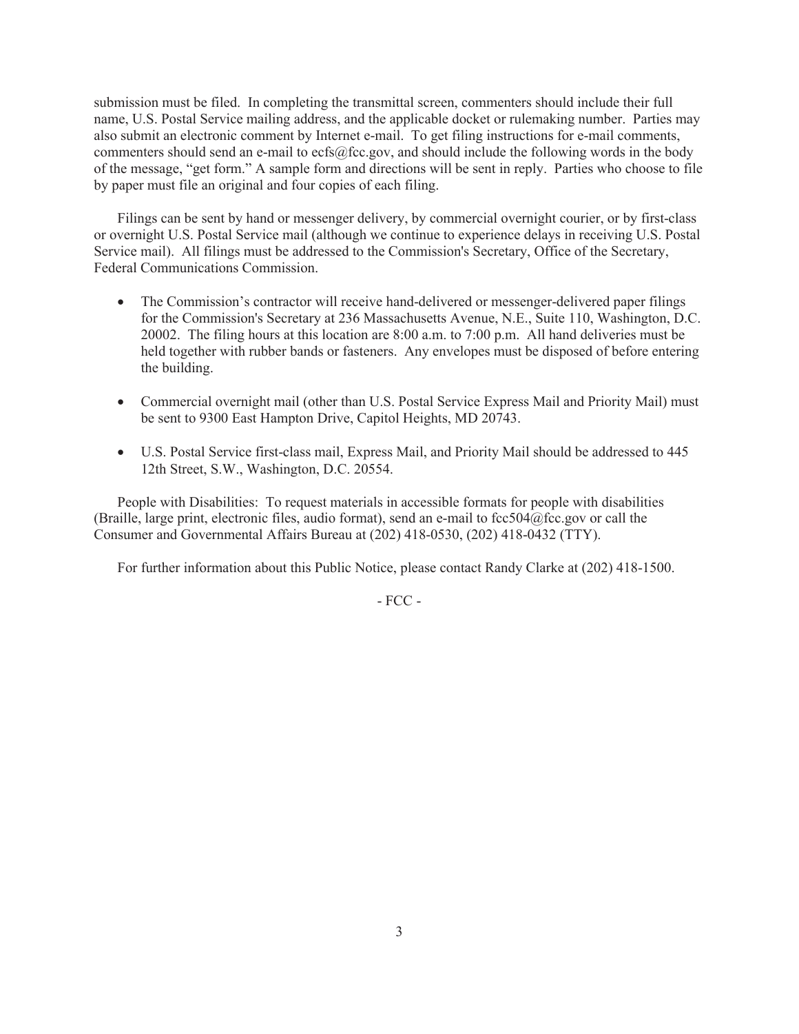submission must be filed. In completing the transmittal screen, commenters should include their full name, U.S. Postal Service mailing address, and the applicable docket or rulemaking number. Parties may also submit an electronic comment by Internet e-mail. To get filing instructions for e-mail comments, commenters should send an e-mail to ecfs@fcc.gov, and should include the following words in the body of the message, "get form." A sample form and directions will be sent in reply. Parties who choose to file by paper must file an original and four copies of each filing.

Filings can be sent by hand or messenger delivery, by commercial overnight courier, or by first-class or overnight U.S. Postal Service mail (although we continue to experience delays in receiving U.S. Postal Service mail). All filings must be addressed to the Commission's Secretary, Office of the Secretary, Federal Communications Commission.

- The Commission's contractor will receive hand-delivered or messenger-delivered paper filings for the Commission's Secretary at 236 Massachusetts Avenue, N.E., Suite 110, Washington, D.C. 20002. The filing hours at this location are 8:00 a.m. to 7:00 p.m. All hand deliveries must be held together with rubber bands or fasteners. Any envelopes must be disposed of before entering the building.

- Commercial overnight mail (other than U.S. Postal Service Express Mail and Priority Mail) must be sent to 9300 East Hampton Drive, Capitol Heights, MD 20743.

- U.S. Postal Service first-class mail, Express Mail, and Priority Mail should be addressed to 445 12th Street, S.W., Washington, D.C. 20554.

People with Disabilities: To request materials in accessible formats for people with disabilities (Braille, large print, electronic files, audio format), send an e-mail to fcc504@fcc.gov or call the Consumer and Governmental Affairs Bureau at (202) 418-0530, (202) 418-0432 (TTY).

For further information about this Public Notice, please contact Randy Clarke at (202) 418-1500.

- FCC -